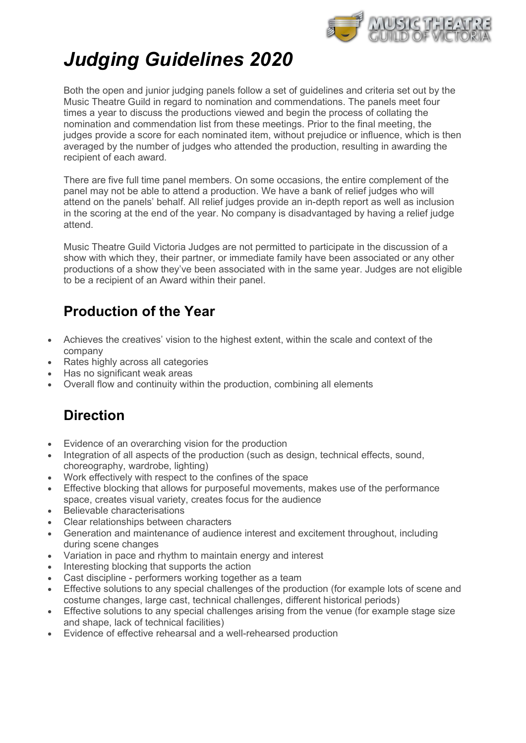# *Judging Guidelines 2020*

Both the open and junior judging panels follow a set of guidelines and criteria set out by the Music Theatre Guild in regard to nomination and commendations. The panels meet four times a year to discuss the productions viewed and begin the process of collating the nomination and commendation list from these meetings. Prior to the final meeting, the judges provide a score for each nominated item, without prejudice or influence, which is then averaged by the number of judges who attended the production, resulting in awarding the recipient of each award.

There are five full time panel members. On some occasions, the entire complement of the panel may not be able to attend a production. We have a bank of relief judges who will attend on the panels' behalf. All relief judges provide an in-depth report as well as inclusion in the scoring at the end of the year. No company is disadvantaged by having a relief judge attend.

Music Theatre Guild Victoria Judges are not permitted to participate in the discussion of a show with which they, their partner, or immediate family have been associated or any other productions of a show they've been associated with in the same year. Judges are not eligible to be a recipient of an Award within their panel.

## Production of the Year

- Achieves the creatives' vision to the highest extent, within the scale and context of the company
- Rates highly across all categories
- Has no significant weak areas
- Overall flow and continuity within the production, combining all elements

## Direction

- Evidence of an overarching vision for the production
- Integration of all aspects of the production (such as design, technical effects, sound, choreography, wardrobe, lighting)
- Work effectively with respect to the confines of the space
- Effective blocking that allows for purposeful movements, makes use of the performance space, creates visual variety, creates focus for the audience
- Believable characterisations
- Clear relationships between characters
- Generation and maintenance of audience interest and excitement throughout, including during scene changes
- Variation in pace and rhythm to maintain energy and interest
- Interesting blocking that supports the action
- Cast discipline - performers working together as a team
- Effective solutions to any special challenges of the production (for example lots of scene and costume changes, large cast, technical challenges, different historical periods)
- Effective solutions to any special challenges arising from the venue (for example stage size and shape, lack of technical facilities)
- Evidence of effective rehearsal and a well-rehearsed production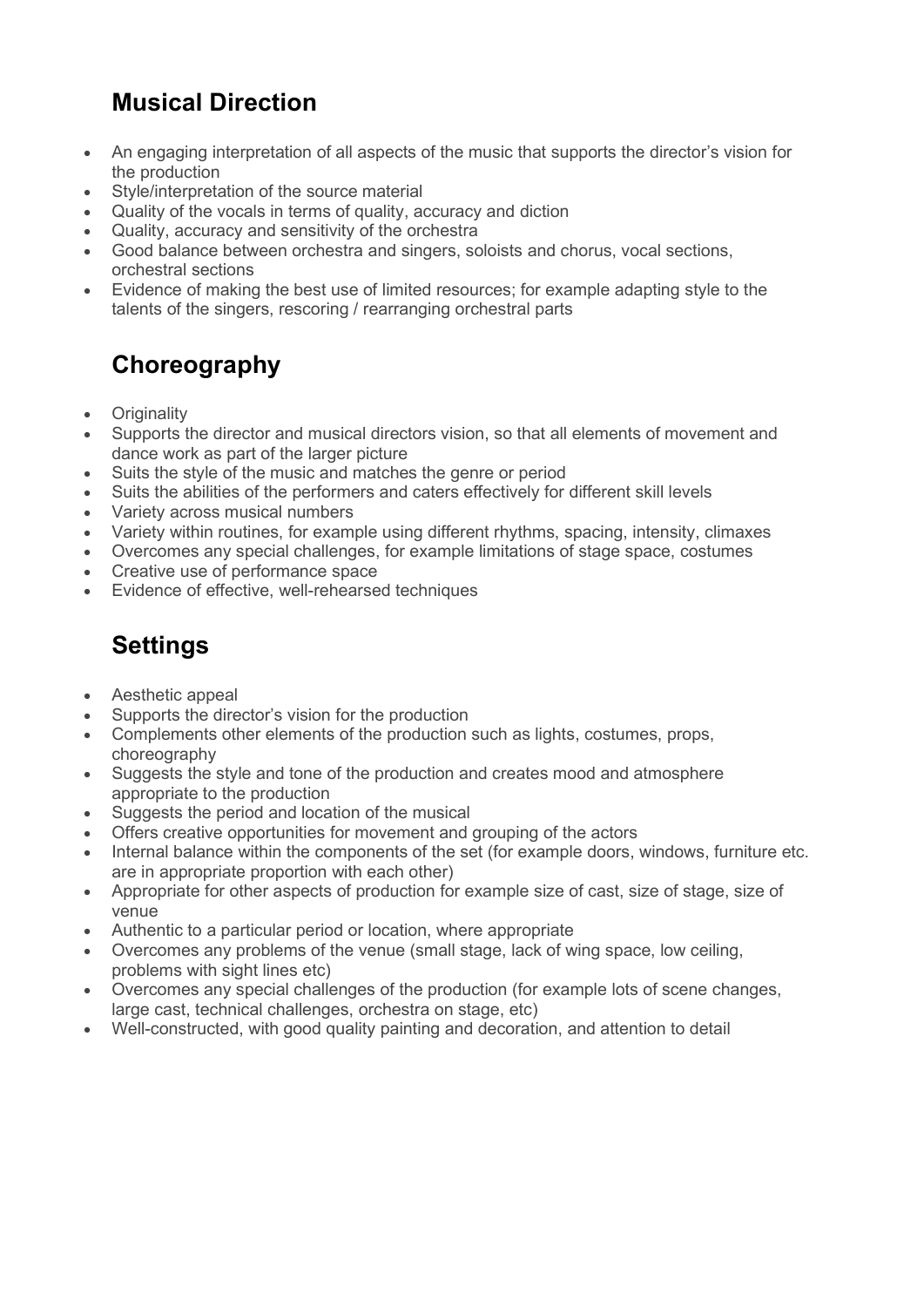## Musical Direction

- An engaging interpretation of all aspects of the music that supports the director's vision for the production
- Style/interpretation of the source material
- Quality of the vocals in terms of quality, accuracy and diction
- Quality, accuracy and sensitivity of the orchestra
- Good balance between orchestra and singers, soloists and chorus, vocal sections, orchestral sections
- Evidence of making the best use of limited resources; for example adapting style to the talents of the singers, rescoring / rearranging orchestral parts

## Choreography

- Originality
- Supports the director and musical directors vision, so that all elements of movement and dance work as part of the larger picture
- Suits the style of the music and matches the genre or period
- Suits the abilities of the performers and caters effectively for different skill levels
- Variety across musical numbers
- Variety within routines, for example using different rhythms, spacing, intensity, climaxes
- Overcomes any special challenges, for example limitations of stage space, costumes
- Creative use of performance space
- Evidence of effective, well-rehearsed techniques

## Settings

- Aesthetic appeal
- Supports the director's vision for the production
- Complements other elements of the production such as lights, costumes, props, choreography
- Suggests the style and tone of the production and creates mood and atmosphere appropriate to the production
- Suggests the period and location of the musical
- Offers creative opportunities for movement and grouping of the actors
- Internal balance within the components of the set (for example doors, windows, furniture etc. are in appropriate proportion with each other)
- Appropriate for other aspects of production for example size of cast, size of stage, size of venue
- Authentic to a particular period or location, where appropriate
- Overcomes any problems of the venue (small stage, lack of wing space, low ceiling, problems with sight lines etc)
- Overcomes any special challenges of the production (for example lots of scene changes, large cast, technical challenges, orchestra on stage, etc)
- Well-constructed, with good quality painting and decoration, and attention to detail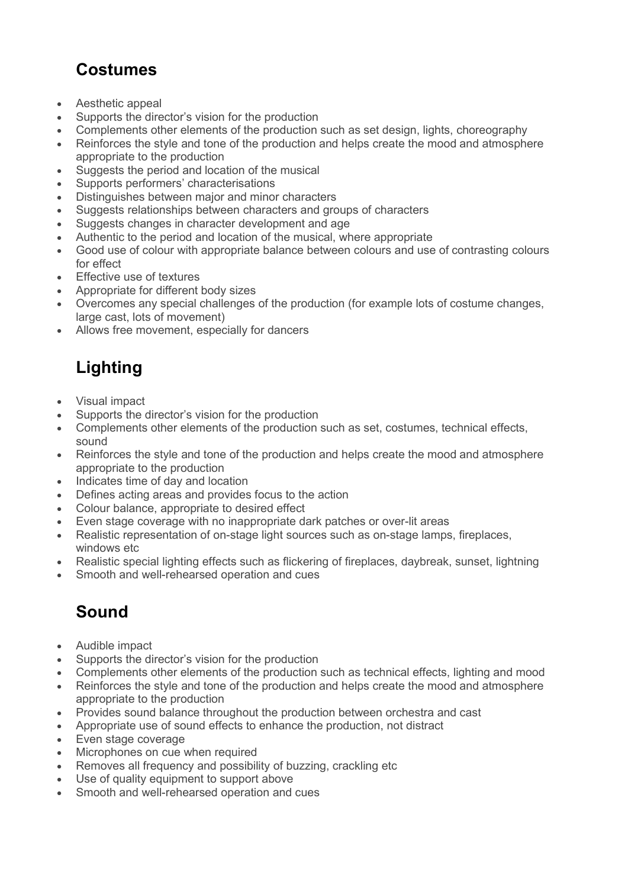## Costumes

- Aesthetic appeal
- Supports the director's vision for the production
- Complements other elements of the production such as set design, lights, choreography
- Reinforces the style and tone of the production and helps create the mood and atmosphere appropriate to the production
- Suggests the period and location of the musical
- Supports performers' characterisations
- Distinguishes between major and minor characters
- Suggests relationships between characters and groups of characters
- Suggests changes in character development and age
- Authentic to the period and location of the musical, where appropriate
- Good use of colour with appropriate balance between colours and use of contrasting colours for effect
- Effective use of textures
- Appropriate for different body sizes
- Overcomes any special challenges of the production (for example lots of costume changes, large cast, lots of movement)
- Allows free movement, especially for dancers

## Lighting

- Visual impact
- Supports the director's vision for the production
- Complements other elements of the production such as set, costumes, technical effects, sound
- Reinforces the style and tone of the production and helps create the mood and atmosphere appropriate to the production
- Indicates time of day and location
- Defines acting areas and provides focus to the action
- Colour balance, appropriate to desired effect
- Even stage coverage with no inappropriate dark patches or over-lit areas
- Realistic representation of on-stage light sources such as on-stage lamps, fireplaces, windows etc
- Realistic special lighting effects such as flickering of fireplaces, daybreak, sunset, lightning
- Smooth and well-rehearsed operation and cues

## Sound

- Audible impact
- Supports the director's vision for the production
- Complements other elements of the production such as technical effects, lighting and mood
- Reinforces the style and tone of the production and helps create the mood and atmosphere appropriate to the production
- Provides sound balance throughout the production between orchestra and cast
- Appropriate use of sound effects to enhance the production, not distract
- Even stage coverage
- Microphones on cue when required
- Removes all frequency and possibility of buzzing, crackling etc
- Use of quality equipment to support above
- Smooth and well-rehearsed operation and cues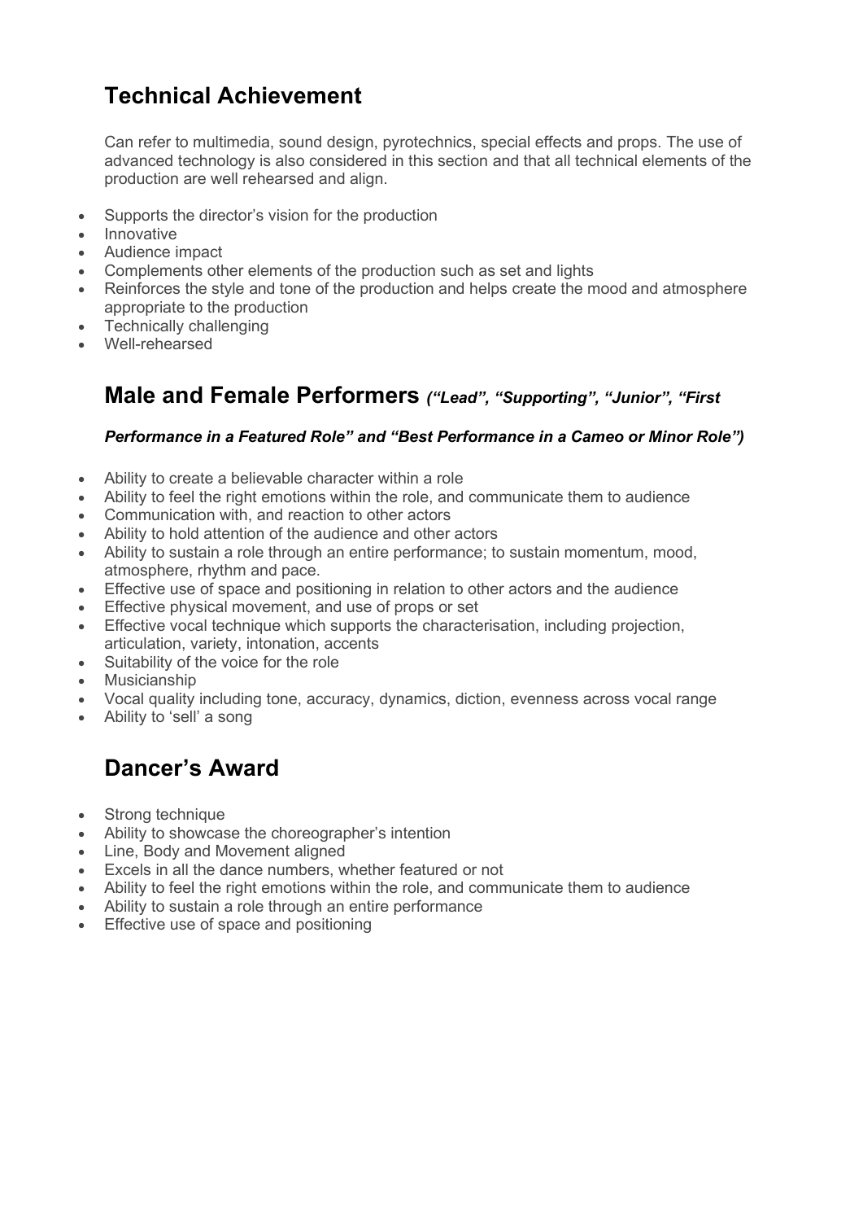## Technical Achievement

Can refer to multimedia, sound design, pyrotechnics, special effects and props. The use of advanced technology is also considered in this section and that all technical elements of the production are well rehearsed and align.

- Supports the director's vision for the production
- Innovative
- Audience impact
- Complements other elements of the production such as set and lights
- Reinforces the style and tone of the production and helps create the mood and atmosphere appropriate to the production
- Technically challenging
- Well-rehearsed

## Male and Female Performers *("Lead", "Supporting", "Junior", "First Performance in a Featured Role" and "Best Performance in a Cameo or Minor Role")*

- Ability to create a believable character within a role
- Ability to feel the right emotions within the role, and communicate them to audience
- Communication with, and reaction to other actors
- Ability to hold attention of the audience and other actors
- Ability to sustain a role through an entire performance; to sustain momentum, mood, atmosphere, rhythm and pace.
- Effective use of space and positioning in relation to other actors and the audience
- Effective physical movement, and use of props or set
- Effective vocal technique which supports the characterisation, including projection, articulation, variety, intonation, accents
- Suitability of the voice for the role
- Musicianship
- Vocal quality including tone, accuracy, dynamics, diction, evenness across vocal range
- Ability to 'sell' a song

## Dancer's Award

- Strong technique
- Ability to showcase the choreographer's intention
- Line, Body and Movement aligned
- Excels in all the dance numbers, whether featured or not
- Ability to feel the right emotions within the role, and communicate them to audience
- Ability to sustain a role through an entire performance
- Effective use of space and positioning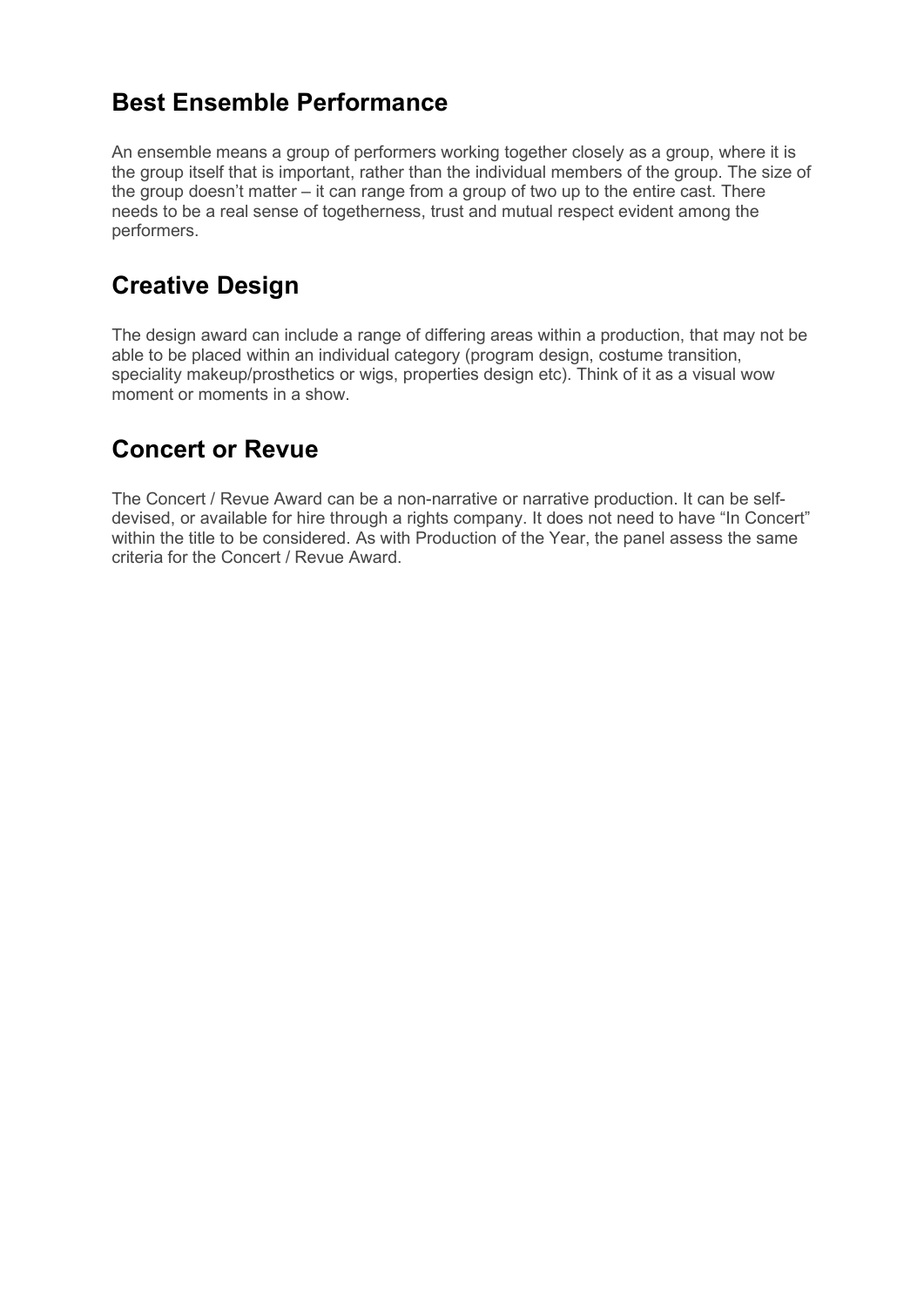## Best Ensemble Performance

An ensemble means a group of performers working together closely as a group, where it is the group itself that is important, rather than the individual members of the group. The size of the group doesn't matter – it can range from a group of two up to the entire cast. There needs to be a real sense of togetherness, trust and mutual respect evident among the performers.

## Creative Design

The design award can include a range of differing areas within a production, that may not be able to be placed within an individual category (program design, costume transition, speciality makeup/prosthetics or wigs, properties design etc). Think of it as a visual wow moment or moments in a show.

## Concert or Revue

The Concert / Revue Award can be a non-narrative or narrative production. It can be self-devised, or available for hire through a rights company. It does not need to have "In Concert" within the title to be considered. As with Production of the Year, the panel assess the same criteria for the Concert / Revue Award.